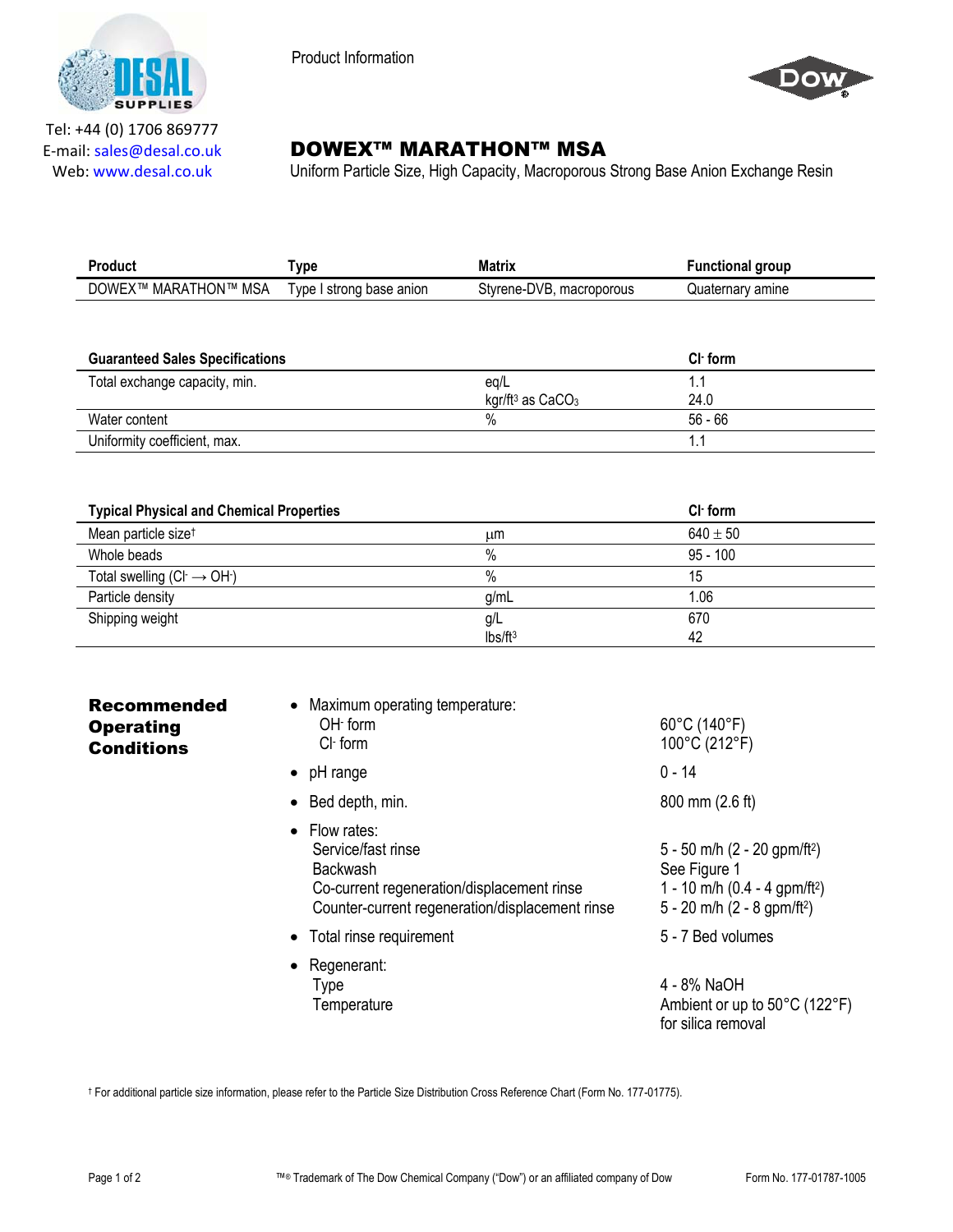Tel: +44 (0) 1706 869777
E-mail: sales@desal.co.uk
Web: www.desal.co.uk

Product Information

# DOWEX™ MARATHON™ MSA

Uniform Particle Size, High Capacity, Macroporous Strong Base Anion Exchange Resin

| Product | Type | Matrix | Functional group |
|---|---|---|---|
| DOWEX™ MARATHON™ MSA | Type I strong base anion | Styrene-DVB, macroporous | Quaternary amine |

| Guaranteed Sales Specifications | | $Cl^-$ form |
|---|---|---|
| Total exchange capacity, min. | eq/L | 1.1 |
| | kgr/ft$^3$ as $CaCO_3$ | 24.0 |
| Water content | % | 56 - 66 |
| Uniformity coefficient, max. | | 1.1 |

| Typical Physical and Chemical Properties | | $Cl^-$ form |
|---|---|---|
| Mean particle size† | µm | $640 \pm 50$ |
| Whole beads | % | 95 - 100 |
| Total swelling ($Cl^- \rightarrow OH^-$) | % | 15 |
| Particle density | g/mL | 1.06 |
| Shipping weight | g/L | 670 |
| | lbs/ft$^3$ | 42 |

## Recommended Operating Conditions

- Maximum operating temperature:
  - $OH^-$ form: 60°C (140°F)
  - $Cl^-$ form: 100°C (212°F)
- pH range: 0 - 14
- Bed depth, min.: 800 mm (2.6 ft)
- Flow rates:
  - Service/fast rinse: 5 - 50 m/h (2 - 20 gpm/ft$^2$)
  - Backwash: See Figure 1
  - Co-current regeneration/displacement rinse: 1 - 10 m/h (0.4 - 4 gpm/ft$^2$)
  - Counter-current regeneration/displacement rinse: 5 - 20 m/h (2 - 8 gpm/ft$^2$)
- Total rinse requirement: 5 - 7 Bed volumes
- Regenerant:
  - Type: 4 - 8% NaOH
  - Temperature: Ambient or up to 50°C (122°F) for silica removal

† For additional particle size information, please refer to the Particle Size Distribution Cross Reference Chart (Form No. 177-01775).

™® Trademark of The Dow Chemical Company ("Dow") or an affiliated company of Dow

Form No. 177-01787-1005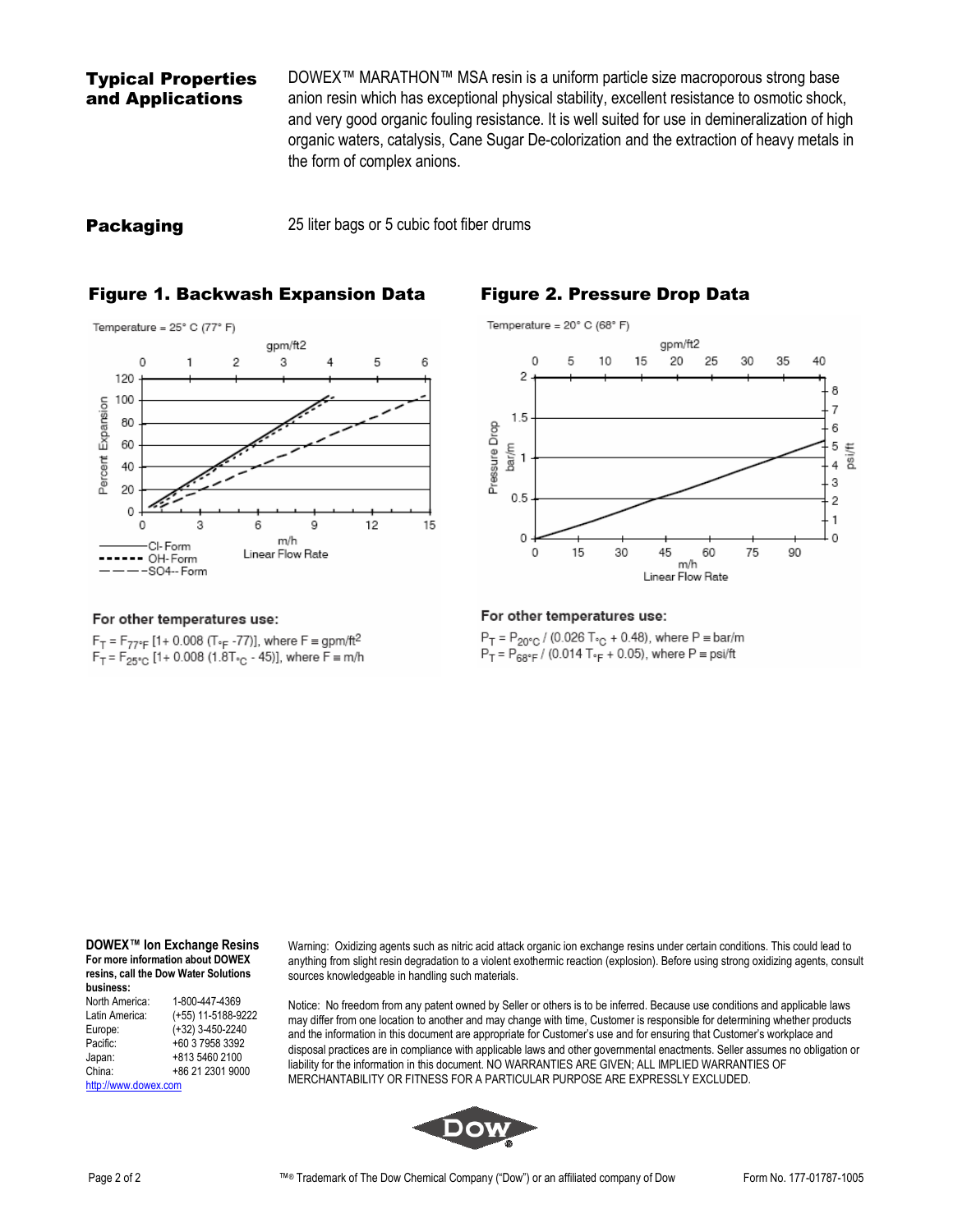## Typical Properties and Applications

DOWEX™ MARATHON™ MSA resin is a uniform particle size macroporous strong base anion resin which has exceptional physical stability, excellent resistance to osmotic shock, and very good organic fouling resistance. It is well suited for use in demineralization of high organic waters, catalysis, Cane Sugar De-colorization and the extraction of heavy metals in the form of complex anions.

## Packaging

25 liter bags or 5 cubic foot fiber drums

### Figure 1. Backwash Expansion Data

Temperature = 25° C (77° F)

gpm/ft2

0 1 2 3 4 5 6

Percent Expansion

120 100 80 60 40 20 0

0 3 6 9 12 15

m/h

Linear Flow Rate

Cl- Form

OH- Form

SO4-- Form

**For other temperatures use:**

$F_T = F_{77°F}$ [1+ 0.008 ($T_{°F}$ -77)], where F ≡ gpm/ft$^2$

$F_T = F_{25°C}$ [1+ 0.008 (1.8$T_{°C}$ - 45)], where F ≡ m/h

### Figure 2. Pressure Drop Data

Temperature = 20° C (68° F)

gpm/ft2

0 5 10 15 20 25 30 35 40

Pressure Drop bar/m

2 1.5 1 0.5 0

psi/ft

8 7 6 5 4 3 2 1 0

0 15 30 45 60 75 90

m/h

Linear Flow Rate

**For other temperatures use:**

$P_T = P_{20°C}$ / (0.026 $T_{°C}$ + 0.48), where P ≡ bar/m

$P_T = P_{68°F}$ / (0.014 $T_{°F}$ + 0.05), where P ≡ psi/ft

**DOWEX™ Ion Exchange Resins**
**For more information about DOWEX resins, call the Dow Water Solutions business:**

| | |
|---|---|
| North America: | 1-800-447-4369 |
| Latin America: | (+55) 11-5188-9222 |
| Europe: | (+32) 3-450-2240 |
| Pacific: | +60 3 7958 3392 |
| Japan: | +813 5460 2100 |
| China: | +86 21 2301 9000 |

http://www.dowex.com

Warning: Oxidizing agents such as nitric acid attack organic ion exchange resins under certain conditions. This could lead to anything from slight resin degradation to a violent exothermic reaction (explosion). Before using strong oxidizing agents, consult sources knowledgeable in handling such materials.

Notice: No freedom from any patent owned by Seller or others is to be inferred. Because use conditions and applicable laws may differ from one location to another and may change with time, Customer is responsible for determining whether products and the information in this document are appropriate for Customer's use and for ensuring that Customer's workplace and disposal practices are in compliance with applicable laws and other governmental enactments. Seller assumes no obligation or liability for the information in this document. NO WARRANTIES ARE GIVEN; ALL IMPLIED WARRANTIES OF MERCHANTABILITY OR FITNESS FOR A PARTICULAR PURPOSE ARE EXPRESSLY EXCLUDED.

™® Trademark of The Dow Chemical Company ("Dow") or an affiliated company of Dow

Form No. 177-01787-1005